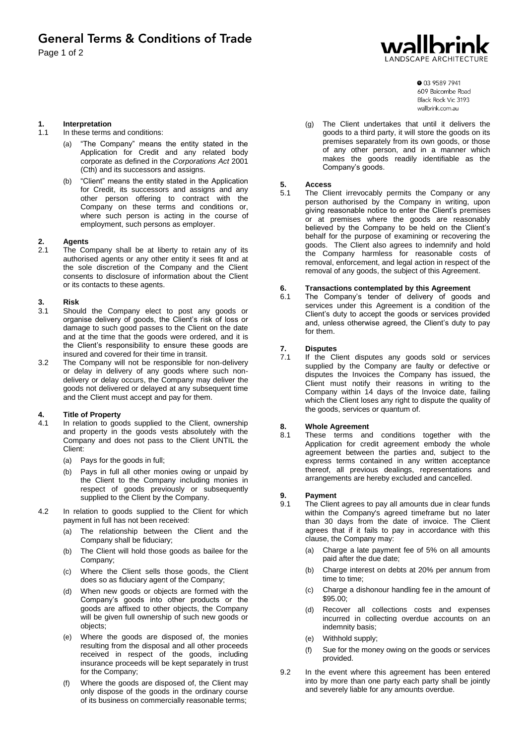# General Terms & Conditions of Trade

**wallbrink**
LANDSCAPE ARCHITECTURE

03 9589 7941
609 Balcombe Road
Black Rock Vic 3193
wallbrink.com.au

**1. Interpretation**

1.1 In these terms and conditions:

(a) "The Company" means the entity stated in the Application for Credit and any related body corporate as defined in the *Corporations Act* 2001 (Cth) and its successors and assigns.

(b) "Client" means the entity stated in the Application for Credit, its successors and assigns and any other person offering to contract with the Company on these terms and conditions or, where such person is acting in the course of employment, such persons as employer.

**2. Agents**

2.1 The Company shall be at liberty to retain any of its authorised agents or any other entity it sees fit and at the sole discretion of the Company and the Client consents to disclosure of information about the Client or its contacts to these agents.

**3. Risk**

3.1 Should the Company elect to post any goods or organise delivery of goods, the Client's risk of loss or damage to such good passes to the Client on the date and at the time that the goods were ordered, and it is the Client's responsibility to ensure these goods are insured and covered for their time in transit.

3.2 The Company will not be responsible for non-delivery or delay in delivery of any goods where such non-delivery or delay occurs, the Company may deliver the goods not delivered or delayed at any subsequent time and the Client must accept and pay for them.

**4. Title of Property**

4.1 In relation to goods supplied to the Client, ownership and property in the goods vests absolutely with the Company and does not pass to the Client UNTIL the Client:

(a) Pays for the goods in full;

(b) Pays in full all other monies owing or unpaid by the Client to the Company including monies in respect of goods previously or subsequently supplied to the Client by the Company.

4.2 In relation to goods supplied to the Client for which payment in full has not been received:

(a) The relationship between the Client and the Company shall be fiduciary;

(b) The Client will hold those goods as bailee for the Company;

(c) Where the Client sells those goods, the Client does so as fiduciary agent of the Company;

(d) When new goods or objects are formed with the Company's goods into other products or the goods are affixed to other objects, the Company will be given full ownership of such new goods or objects;

(e) Where the goods are disposed of, the monies resulting from the disposal and all other proceeds received in respect of the goods, including insurance proceeds will be kept separately in trust for the Company;

(f) Where the goods are disposed of, the Client may only dispose of the goods in the ordinary course of its business on commercially reasonable terms;

(g) The Client undertakes that until it delivers the goods to a third party, it will store the goods on its premises separately from its own goods, or those of any other person, and in a manner which makes the goods readily identifiable as the Company's goods.

**5. Access**

5.1 The Client irrevocably permits the Company or any person authorised by the Company in writing, upon giving reasonable notice to enter the Client's premises or at premises where the goods are reasonably believed by the Company to be held on the Client's behalf for the purpose of examining or recovering the goods. The Client also agrees to indemnify and hold the Company harmless for reasonable costs of removal, enforcement, and legal action in respect of the removal of any goods, the subject of this Agreement.

**6. Transactions contemplated by this Agreement**

6.1 The Company's tender of delivery of goods and services under this Agreement is a condition of the Client's duty to accept the goods or services provided and, unless otherwise agreed, the Client's duty to pay for them.

**7. Disputes**

7.1 If the Client disputes any goods sold or services supplied by the Company are faulty or defective or disputes the Invoices the Company has issued, the Client must notify their reasons in writing to the Company within 14 days of the Invoice date, failing which the Client loses any right to dispute the quality of the goods, services or quantum of.

**8. Whole Agreement**

8.1 These terms and conditions together with the Application for credit agreement embody the whole agreement between the parties and, subject to the express terms contained in any written acceptance thereof, all previous dealings, representations and arrangements are hereby excluded and cancelled.

**9. Payment**

9.1 The Client agrees to pay all amounts due in clear funds within the Company's agreed timeframe but no later than 30 days from the date of invoice. The Client agrees that if it fails to pay in accordance with this clause, the Company may:

(a) Charge a late payment fee of 5% on all amounts paid after the due date;

(b) Charge interest on debts at 20% per annum from time to time;

(c) Charge a dishonour handling fee in the amount of $95.00;

(d) Recover all collections costs and expenses incurred in collecting overdue accounts on an indemnity basis;

(e) Withhold supply;

(f) Sue for the money owing on the goods or services provided.

9.2 In the event where this agreement has been entered into by more than one party each party shall be jointly and severely liable for any amounts overdue.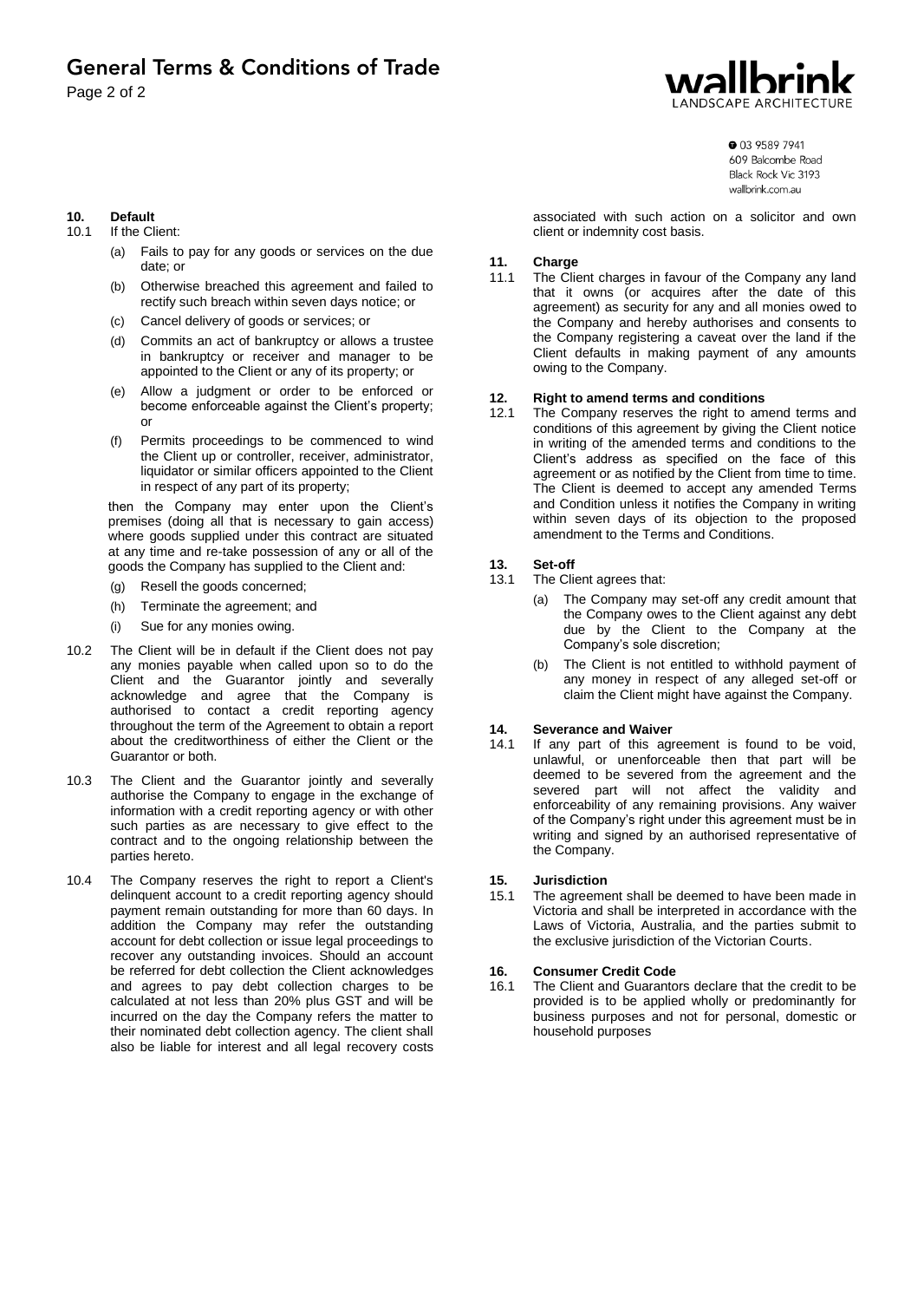## 10. Default

10.1 If the Client:

- (a) Fails to pay for any goods or services on the due date; or
- (b) Otherwise breached this agreement and failed to rectify such breach within seven days notice; or
- (c) Cancel delivery of goods or services; or
- (d) Commits an act of bankruptcy or allows a trustee in bankruptcy or receiver and manager to be appointed to the Client or any of its property; or
- (e) Allow a judgment or order to be enforced or become enforceable against the Client's property; or
- (f) Permits proceedings to be commenced to wind the Client up or controller, receiver, administrator, liquidator or similar officers appointed to the Client in respect of any part of its property;

then the Company may enter upon the Client's premises (doing all that is necessary to gain access) where goods supplied under this contract are situated at any time and re-take possession of any or all of the goods the Company has supplied to the Client and:

- (g) Resell the goods concerned;
- (h) Terminate the agreement; and
- (i) Sue for any monies owing.

10.2 The Client will be in default if the Client does not pay any monies payable when called upon so to do the Client and the Guarantor jointly and severally acknowledge and agree that the Company is authorised to contact a credit reporting agency throughout the term of the Agreement to obtain a report about the creditworthiness of either the Client or the Guarantor or both.

10.3 The Client and the Guarantor jointly and severally authorise the Company to engage in the exchange of information with a credit reporting agency or with other such parties as are necessary to give effect to the contract and to the ongoing relationship between the parties hereto.

10.4 The Company reserves the right to report a Client's delinquent account to a credit reporting agency should payment remain outstanding for more than 60 days. In addition the Company may refer the outstanding account for debt collection or issue legal proceedings to recover any outstanding invoices. Should an account be referred for debt collection the Client acknowledges and agrees to pay debt collection charges to be calculated at not less than 20% plus GST and will be incurred on the day the Company refers the matter to their nominated debt collection agency. The client shall also be liable for interest and all legal recovery costs associated with such action on a solicitor and own client or indemnity cost basis.

## 11. Charge

11.1 The Client charges in favour of the Company any land that it owns (or acquires after the date of this agreement) as security for any and all monies owed to the Company and hereby authorises and consents to the Company registering a caveat over the land if the Client defaults in making payment of any amounts owing to the Company.

## 12. Right to amend terms and conditions

12.1 The Company reserves the right to amend terms and conditions of this agreement by giving the Client notice in writing of the amended terms and conditions to the Client's address as specified on the face of this agreement or as notified by the Client from time to time. The Client is deemed to accept any amended Terms and Condition unless it notifies the Company in writing within seven days of its objection to the proposed amendment to the Terms and Conditions.

## 13. Set-off

13.1 The Client agrees that:

- (a) The Company may set-off any credit amount that the Company owes to the Client against any debt due by the Client to the Company at the Company's sole discretion;
- (b) The Client is not entitled to withhold payment of any money in respect of any alleged set-off or claim the Client might have against the Company.

## 14. Severance and Waiver

14.1 If any part of this agreement is found to be void, unlawful, or unenforceable then that part will be deemed to be severed from the agreement and the severed part will not affect the validity and enforceability of any remaining provisions. Any waiver of the Company's right under this agreement must be in writing and signed by an authorised representative of the Company.

## 15. Jurisdiction

15.1 The agreement shall be deemed to have been made in Victoria and shall be interpreted in accordance with the Laws of Victoria, Australia, and the parties submit to the exclusive jurisdiction of the Victorian Courts.

## 16. Consumer Credit Code

16.1 The Client and Guarantors declare that the credit to be provided is to be applied wholly or predominantly for business purposes and not for personal, domestic or household purposes